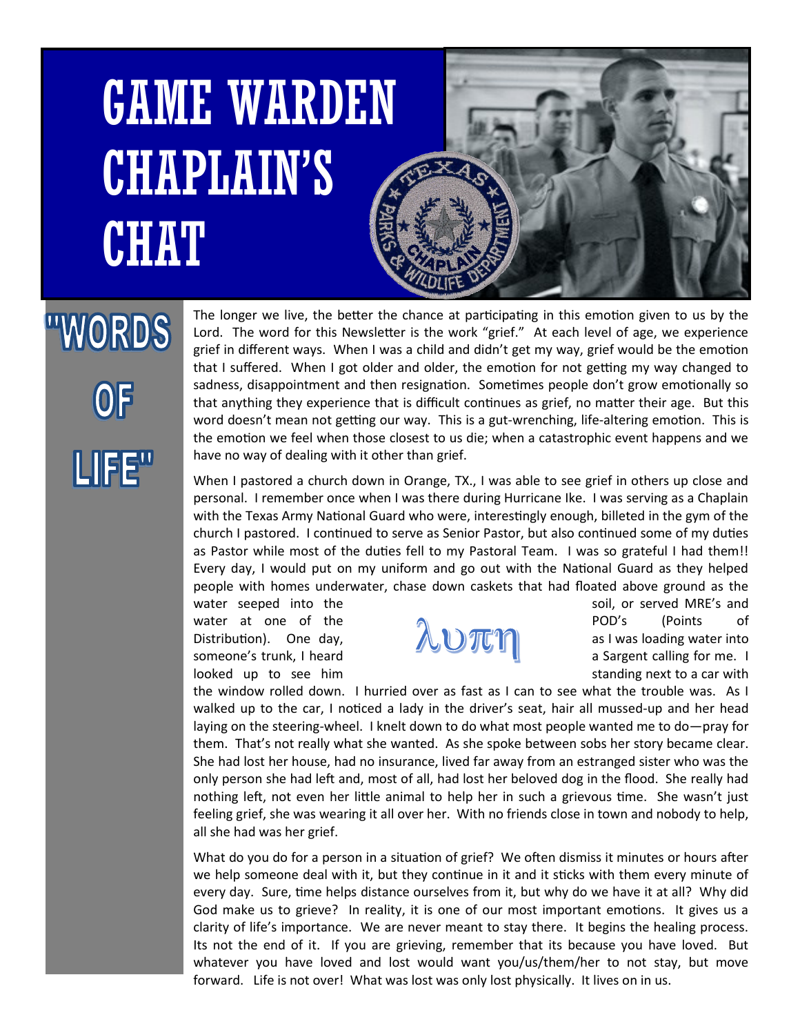# GAME WARDEN CHAPLAIN'S CHAT

## "WORDS OF LIFE"

The longer we live, the better the chance at participating in this emotion given to us by the Lord. The word for this Newsletter is the work "grief." At each level of age, we experience grief in different ways. When I was a child and didn't get my way, grief would be the emotion that I suffered. When I got older and older, the emotion for not getting my way changed to sadness, disappointment and then resignation. Sometimes people don't grow emotionally so that anything they experience that is difficult continues as grief, no matter their age. But this word doesn't mean not getting our way. This is a gut-wrenching, life-altering emotion. This is the emotion we feel when those closest to us die; when a catastrophic event happens and we have no way of dealing with it other than grief.

λυπη

When I pastored a church down in Orange, TX., I was able to see grief in others up close and personal. I remember once when I was there during Hurricane Ike. I was serving as a Chaplain with the Texas Army National Guard who were, interestingly enough, billeted in the gym of the church I pastored. I continued to serve as Senior Pastor, but also continued some of my duties as Pastor while most of the duties fell to my Pastoral Team. I was so grateful I had them!! Every day, I would put on my uniform and go out with the National Guard as they helped people with homes underwater, chase down caskets that had floated above ground as the water seeped into the soil, or served MRE's and water at one of the POD's (Points of Distribution). One day, as I was loading water into someone's trunk, I heard a Sargent calling for me. I looked up to see him standing next to a car with the window rolled down. I hurried over as fast as I can to see what the trouble was. As I walked up to the car, I noticed a lady in the driver's seat, hair all mussed-up and her head laying on the steering-wheel. I knelt down to do what most people wanted me to do—pray for them. That's not really what she wanted. As she spoke between sobs her story became clear. She had lost her house, had no insurance, lived far away from an estranged sister who was the only person she had left and, most of all, had lost her beloved dog in the flood. She really had nothing left, not even her little animal to help her in such a grievous time. She wasn't just feeling grief, she was wearing it all over her. With no friends close in town and nobody to help, all she had was her grief.

What do you do for a person in a situation of grief? We often dismiss it minutes or hours after we help someone deal with it, but they continue in it and it sticks with them every minute of every day. Sure, time helps distance ourselves from it, but why do we have it at all? Why did God make us to grieve? In reality, it is one of our most important emotions. It gives us a clarity of life's importance. We are never meant to stay there. It begins the healing process. Its not the end of it. If you are grieving, remember that its because you have loved. But whatever you have loved and lost would want you/us/them/her to not stay, but move forward. Life is not over! What was lost was only lost physically. It lives on in us.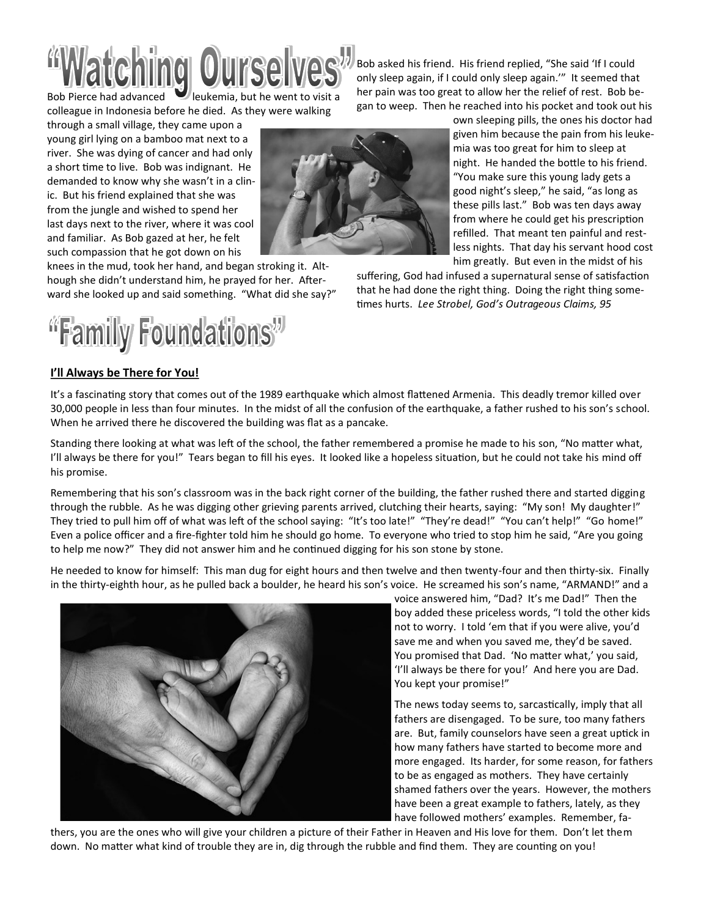# "Watching Ourselves"

Bob Pierce had advanced leukemia, but he went to visit a colleague in Indonesia before he died. As they were walking through a small village, they came upon a young girl lying on a bamboo mat next to a river. She was dying of cancer and had only a short time to live. Bob was indignant. He demanded to know why she wasn't in a clinic. But his friend explained that she was from the jungle and wished to spend her last days next to the river, where it was cool and familiar. As Bob gazed at her, he felt such compassion that he got down on his knees in the mud, took her hand, and began stroking it. Although she didn't understand him, he prayed for her. Afterward she looked up and said something. "What did she say?" Bob asked his friend. His friend replied, "She said 'If I could only sleep again, if I could only sleep again.'" It seemed that her pain was too great to allow her the relief of rest. Bob began to weep. Then he reached into his pocket and took out his own sleeping pills, the ones his doctor had given him because the pain from his leukemia was too great for him to sleep at night. He handed the bottle to his friend. "You make sure this young lady gets a good night's sleep," he said, "as long as these pills last." Bob was ten days away from where he could get his prescription refilled. That meant ten painful and restless nights. That day his servant hood cost him greatly. But even in the midst of his suffering, God had infused a supernatural sense of satisfaction that he had done the right thing. Doing the right thing sometimes hurts. *Lee Strobel, God's Outrageous Claims, 95*

# "Family Foundations"

**I'll Always be There for You!**

It's a fascinating story that comes out of the 1989 earthquake which almost flattened Armenia. This deadly tremor killed over 30,000 people in less than four minutes. In the midst of all the confusion of the earthquake, a father rushed to his son's school. When he arrived there he discovered the building was flat as a pancake.

Standing there looking at what was left of the school, the father remembered a promise he made to his son, "No matter what, I'll always be there for you!" Tears began to fill his eyes. It looked like a hopeless situation, but he could not take his mind off his promise.

Remembering that his son's classroom was in the back right corner of the building, the father rushed there and started digging through the rubble. As he was digging other grieving parents arrived, clutching their hearts, saying: "My son! My daughter!" They tried to pull him off of what was left of the school saying: "It's too late!" "They're dead!" "You can't help!" "Go home!" Even a police officer and a fire-fighter told him he should go home. To everyone who tried to stop him he said, "Are you going to help me now?" They did not answer him and he continued digging for his son stone by stone.

He needed to know for himself: This man dug for eight hours and then twelve and then twenty-four and then thirty-six. Finally in the thirty-eighth hour, as he pulled back a boulder, he heard his son's voice. He screamed his son's name, "ARMAND!" and a voice answered him, "Dad? It's me Dad!" Then the boy added these priceless words, "I told the other kids not to worry. I told 'em that if you were alive, you'd save me and when you saved me, they'd be saved. You promised that Dad. 'No matter what,' you said, 'I'll always be there for you!' And here you are Dad. You kept your promise!"

The news today seems to, sarcastically, imply that all fathers are disengaged. To be sure, too many fathers are. But, family counselors have seen a great uptick in how many fathers have started to become more and more engaged. Its harder, for some reason, for fathers to be as engaged as mothers. They have certainly shamed fathers over the years. However, the mothers have been a great example to fathers, lately, as they have followed mothers' examples. Remember, fathers, you are the ones who will give your children a picture of their Father in Heaven and His love for them. Don't let them down. No matter what kind of trouble they are in, dig through the rubble and find them. They are counting on you!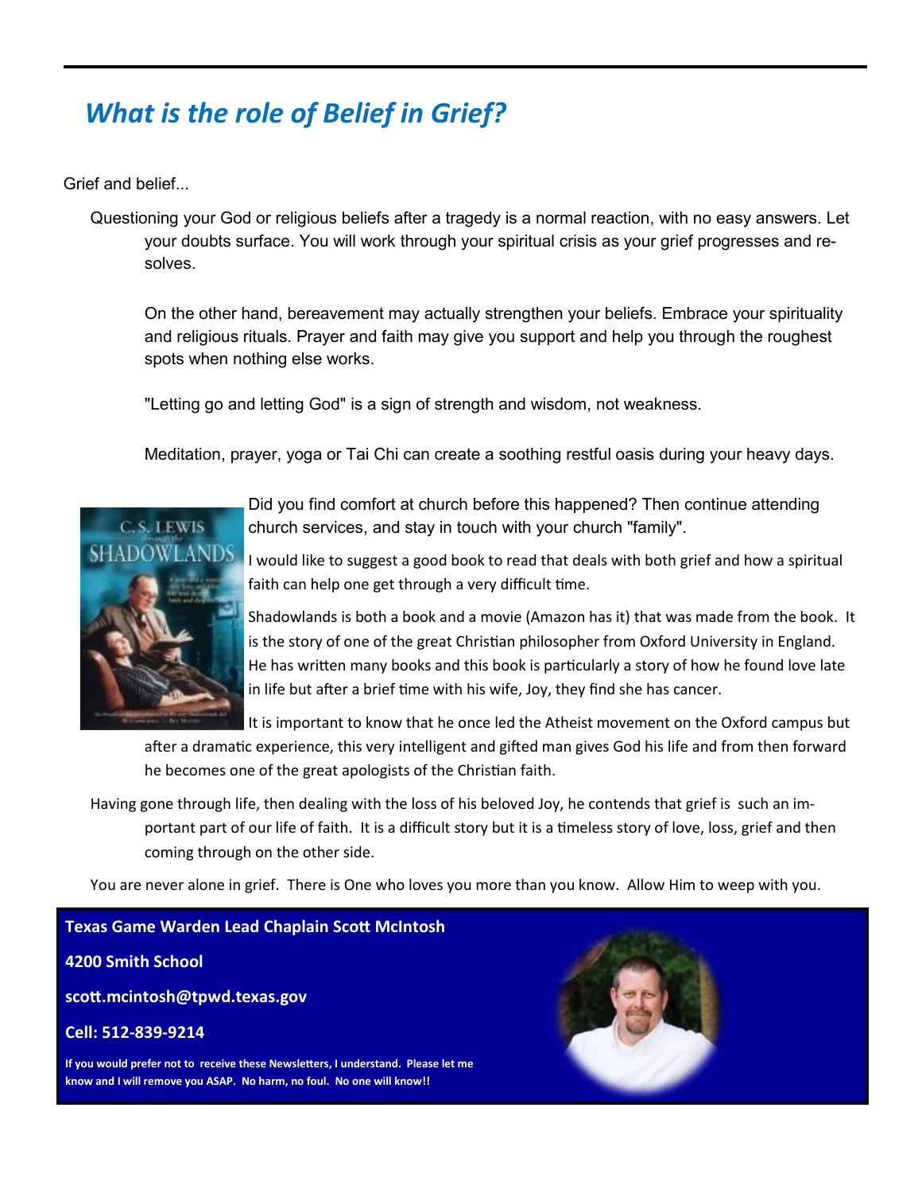## *What is the role of Belief in Grief?*

Grief and belief...

Questioning your God or religious beliefs after a tragedy is a normal reaction, with no easy answers. Let your doubts surface. You will work through your spiritual crisis as your grief progresses and resolves.

On the other hand, bereavement may actually strengthen your beliefs. Embrace your spirituality and religious rituals. Prayer and faith may give you support and help you through the roughest spots when nothing else works.

"Letting go and letting God" is a sign of strength and wisdom, not weakness.

Meditation, prayer, yoga or Tai Chi can create a soothing restful oasis during your heavy days.

Did you find comfort at church before this happened? Then continue attending church services, and stay in touch with your church "family".

I would like to suggest a good book to read that deals with both grief and how a spiritual faith can help one get through a very difficult time.

Shadowlands is both a book and a movie (Amazon has it) that was made from the book. It is the story of one of the great Christian philosopher from Oxford University in England. He has written many books and this book is particularly a story of how he found love late in life but after a brief time with his wife, Joy, they find she has cancer.

It is important to know that he once led the Atheist movement on the Oxford campus but after a dramatic experience, this very intelligent and gifted man gives God his life and from then forward he becomes one of the great apologists of the Christian faith.

Having gone through life, then dealing with the loss of his beloved Joy, he contends that grief is such an important part of our life of faith. It is a difficult story but it is a timeless story of love, loss, grief and then coming through on the other side.

You are never alone in grief. There is One who loves you more than you know. Allow Him to weep with you.

**Texas Game Warden Lead Chaplain Scott McIntosh**

**4200 Smith School**

**scott.mcintosh@tpwd.texas.gov**

**Cell: 512-839-9214**

**If you would prefer not to receive these Newsletters, I understand. Please let me know and I will remove you ASAP. No harm, no foul. No one will know!!**